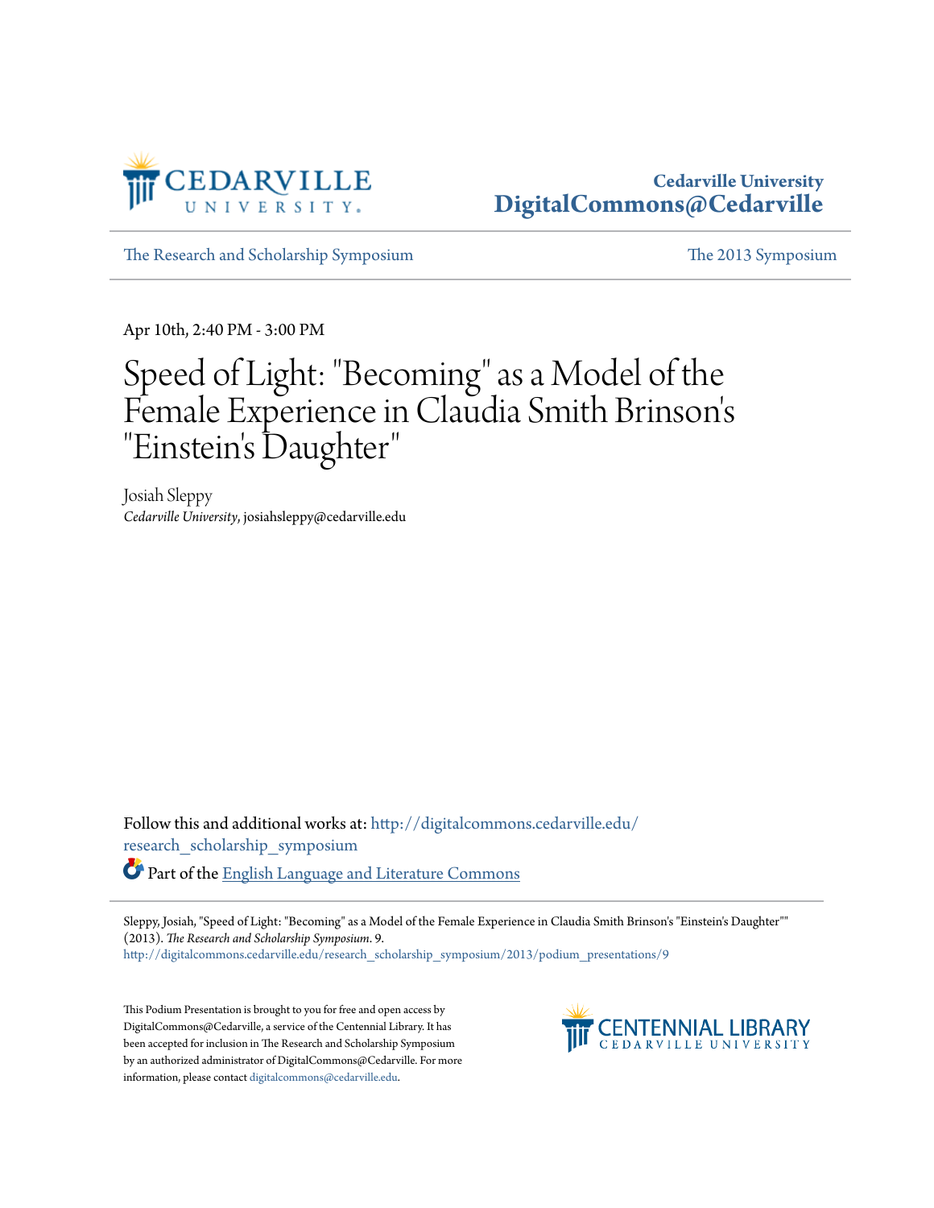Cedarville University
DigitalCommons@Cedarville

The Research and Scholarship Symposium | The 2013 Symposium

Apr 10th, 2:40 PM - 3:00 PM

# Speed of Light: "Becoming" as a Model of the Female Experience in Claudia Smith Brinson's "Einstein's Daughter"

Josiah Sleppy
*Cedarville University*, josiahsleppy@cedarville.edu

Follow this and additional works at: http://digitalcommons.cedarville.edu/research_scholarship_symposium

Part of the English Language and Literature Commons

Sleppy, Josiah, "Speed of Light: "Becoming" as a Model of the Female Experience in Claudia Smith Brinson's "Einstein's Daughter"" (2013). *The Research and Scholarship Symposium*. 9.
http://digitalcommons.cedarville.edu/research_scholarship_symposium/2013/podium_presentations/9

This Podium Presentation is brought to you for free and open access by DigitalCommons@Cedarville, a service of the Centennial Library. It has been accepted for inclusion in The Research and Scholarship Symposium by an authorized administrator of DigitalCommons@Cedarville. For more information, please contact digitalcommons@cedarville.edu.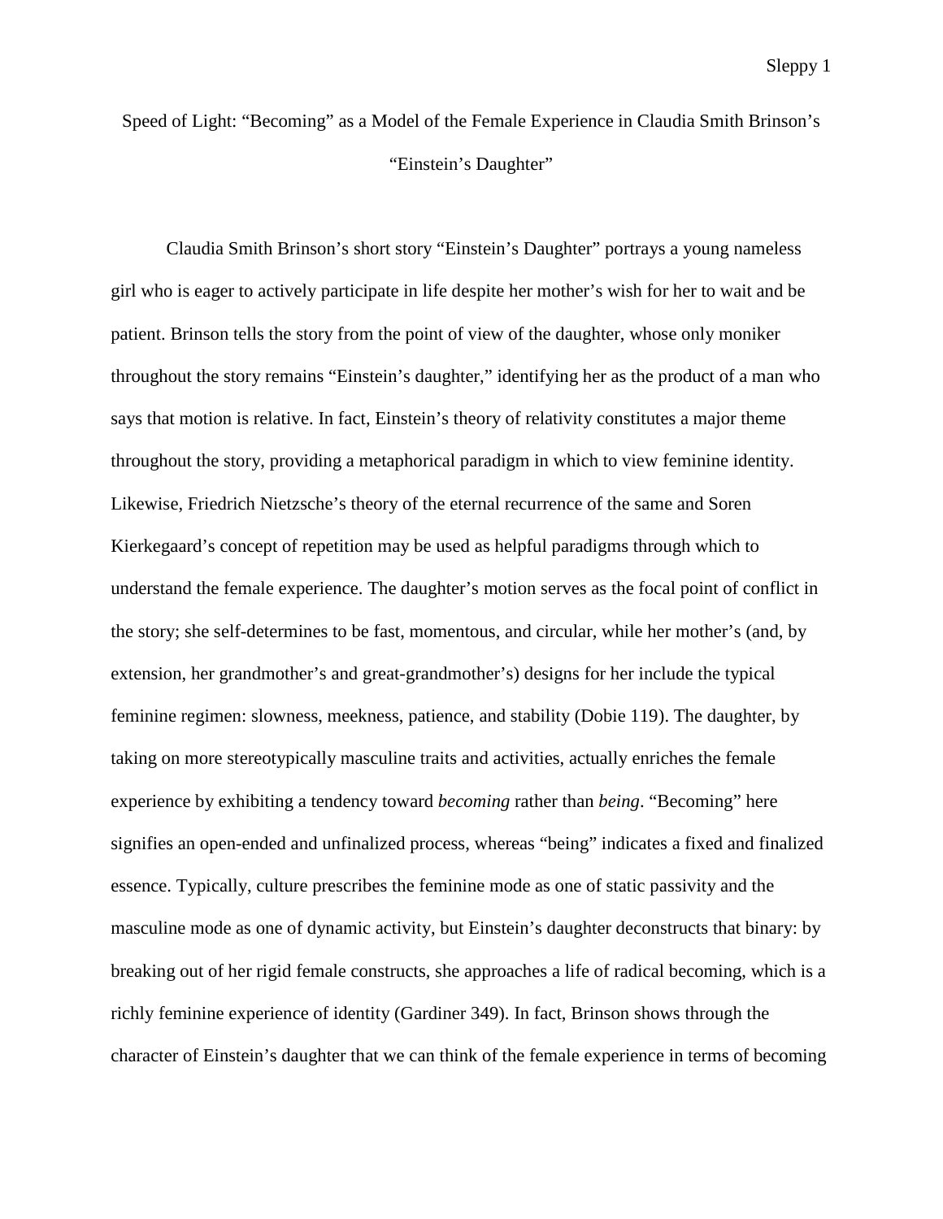Speed of Light: "Becoming" as a Model of the Female Experience in Claudia Smith Brinson's "Einstein's Daughter"

Claudia Smith Brinson's short story "Einstein's Daughter" portrays a young nameless girl who is eager to actively participate in life despite her mother's wish for her to wait and be patient. Brinson tells the story from the point of view of the daughter, whose only moniker throughout the story remains "Einstein's daughter," identifying her as the product of a man who says that motion is relative. In fact, Einstein's theory of relativity constitutes a major theme throughout the story, providing a metaphorical paradigm in which to view feminine identity. Likewise, Friedrich Nietzsche's theory of the eternal recurrence of the same and Soren Kierkegaard's concept of repetition may be used as helpful paradigms through which to understand the female experience. The daughter's motion serves as the focal point of conflict in the story; she self-determines to be fast, momentous, and circular, while her mother's (and, by extension, her grandmother's and great-grandmother's) designs for her include the typical feminine regimen: slowness, meekness, patience, and stability (Dobie 119). The daughter, by taking on more stereotypically masculine traits and activities, actually enriches the female experience by exhibiting a tendency toward *becoming* rather than *being*. "Becoming" here signifies an open-ended and unfinalized process, whereas "being" indicates a fixed and finalized essence. Typically, culture prescribes the feminine mode as one of static passivity and the masculine mode as one of dynamic activity, but Einstein's daughter deconstructs that binary: by breaking out of her rigid female constructs, she approaches a life of radical becoming, which is a richly feminine experience of identity (Gardiner 349). In fact, Brinson shows through the character of Einstein's daughter that we can think of the female experience in terms of becoming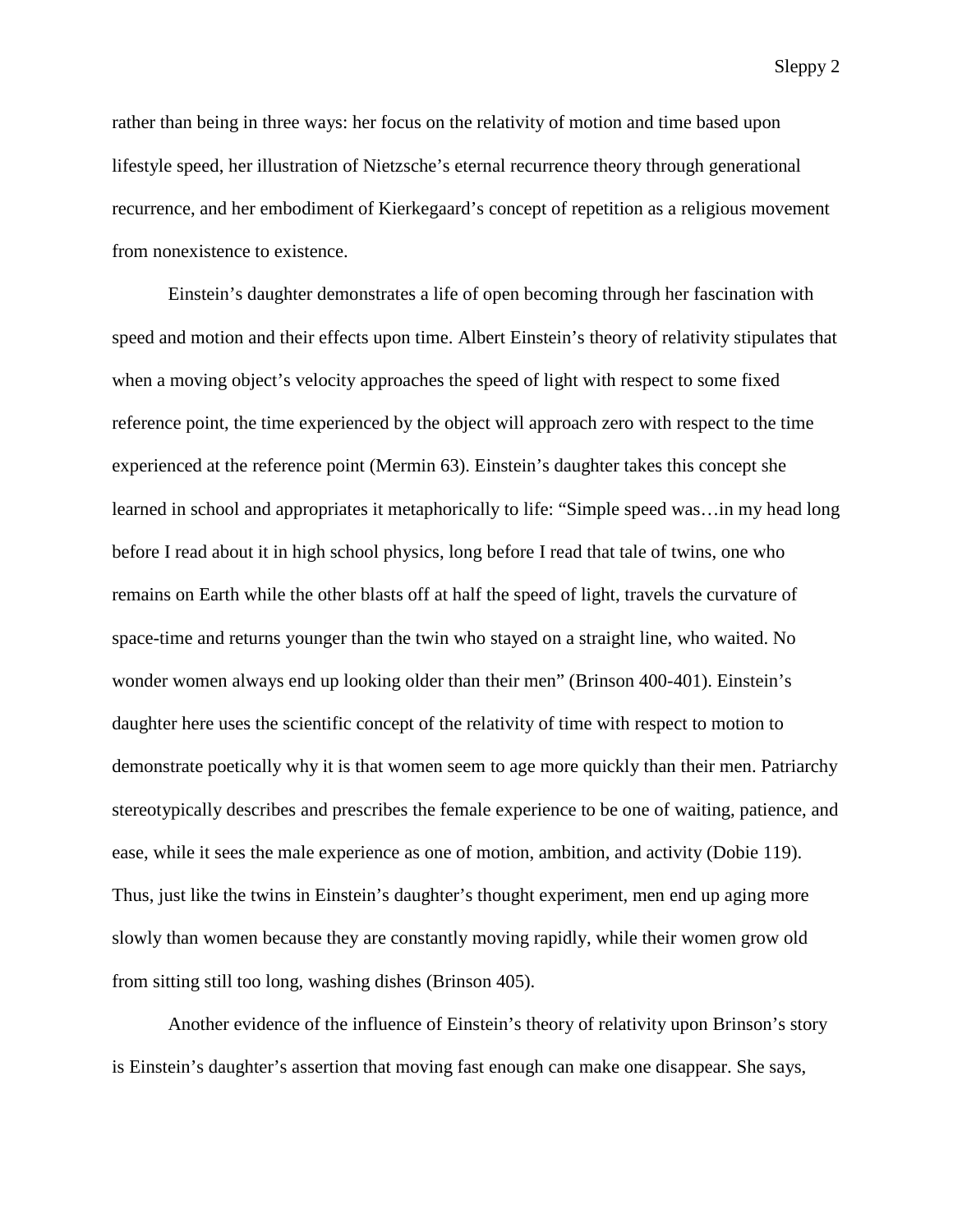rather than being in three ways: her focus on the relativity of motion and time based upon lifestyle speed, her illustration of Nietzsche's eternal recurrence theory through generational recurrence, and her embodiment of Kierkegaard's concept of repetition as a religious movement from nonexistence to existence.

Einstein's daughter demonstrates a life of open becoming through her fascination with speed and motion and their effects upon time. Albert Einstein's theory of relativity stipulates that when a moving object's velocity approaches the speed of light with respect to some fixed reference point, the time experienced by the object will approach zero with respect to the time experienced at the reference point (Mermin 63). Einstein's daughter takes this concept she learned in school and appropriates it metaphorically to life: "Simple speed was…in my head long before I read about it in high school physics, long before I read that tale of twins, one who remains on Earth while the other blasts off at half the speed of light, travels the curvature of space-time and returns younger than the twin who stayed on a straight line, who waited. No wonder women always end up looking older than their men" (Brinson 400-401). Einstein's daughter here uses the scientific concept of the relativity of time with respect to motion to demonstrate poetically why it is that women seem to age more quickly than their men. Patriarchy stereotypically describes and prescribes the female experience to be one of waiting, patience, and ease, while it sees the male experience as one of motion, ambition, and activity (Dobie 119). Thus, just like the twins in Einstein's daughter's thought experiment, men end up aging more slowly than women because they are constantly moving rapidly, while their women grow old from sitting still too long, washing dishes (Brinson 405).

Another evidence of the influence of Einstein's theory of relativity upon Brinson's story is Einstein's daughter's assertion that moving fast enough can make one disappear. She says,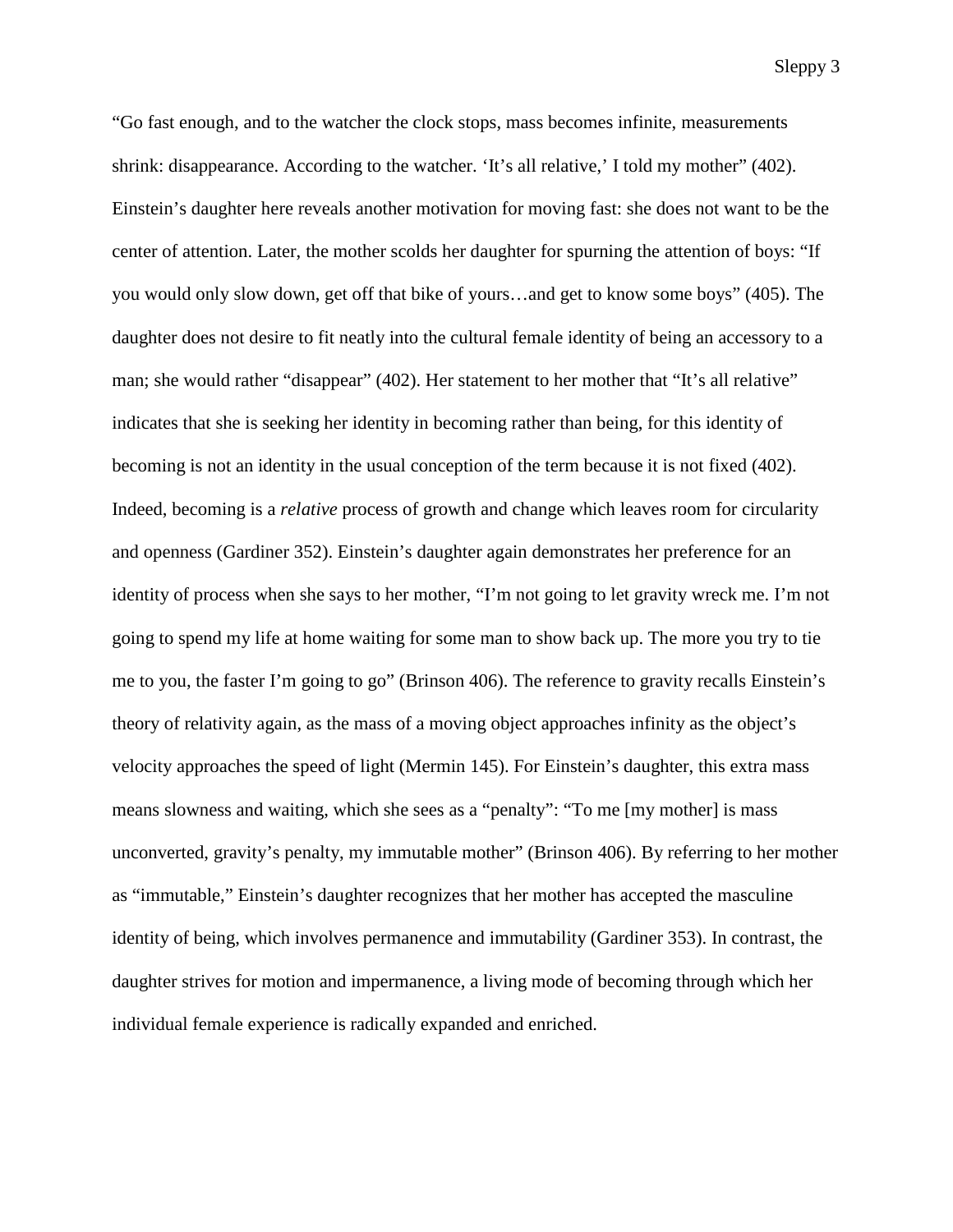"Go fast enough, and to the watcher the clock stops, mass becomes infinite, measurements shrink: disappearance. According to the watcher. 'It's all relative,' I told my mother" (402). Einstein's daughter here reveals another motivation for moving fast: she does not want to be the center of attention. Later, the mother scolds her daughter for spurning the attention of boys: "If you would only slow down, get off that bike of yours…and get to know some boys" (405). The daughter does not desire to fit neatly into the cultural female identity of being an accessory to a man; she would rather "disappear" (402). Her statement to her mother that "It's all relative" indicates that she is seeking her identity in becoming rather than being, for this identity of becoming is not an identity in the usual conception of the term because it is not fixed (402). Indeed, becoming is a *relative* process of growth and change which leaves room for circularity and openness (Gardiner 352). Einstein's daughter again demonstrates her preference for an identity of process when she says to her mother, "I'm not going to let gravity wreck me. I'm not going to spend my life at home waiting for some man to show back up. The more you try to tie me to you, the faster I'm going to go" (Brinson 406). The reference to gravity recalls Einstein's theory of relativity again, as the mass of a moving object approaches infinity as the object's velocity approaches the speed of light (Mermin 145). For Einstein's daughter, this extra mass means slowness and waiting, which she sees as a "penalty": "To me [my mother] is mass unconverted, gravity's penalty, my immutable mother" (Brinson 406). By referring to her mother as "immutable," Einstein's daughter recognizes that her mother has accepted the masculine identity of being, which involves permanence and immutability (Gardiner 353). In contrast, the daughter strives for motion and impermanence, a living mode of becoming through which her individual female experience is radically expanded and enriched.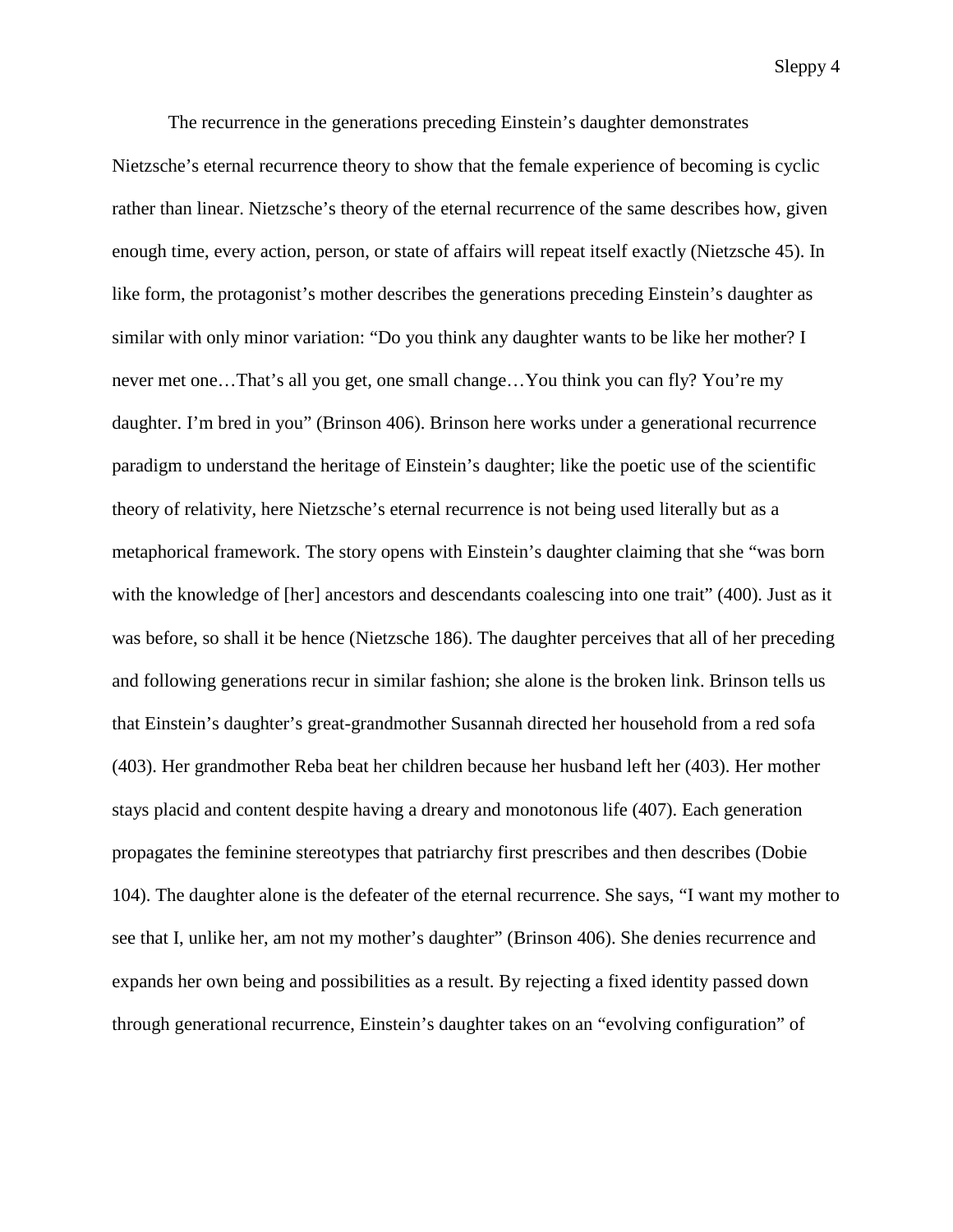The recurrence in the generations preceding Einstein's daughter demonstrates Nietzsche's eternal recurrence theory to show that the female experience of becoming is cyclic rather than linear. Nietzsche's theory of the eternal recurrence of the same describes how, given enough time, every action, person, or state of affairs will repeat itself exactly (Nietzsche 45). In like form, the protagonist's mother describes the generations preceding Einstein's daughter as similar with only minor variation: "Do you think any daughter wants to be like her mother? I never met one…That's all you get, one small change…You think you can fly? You're my daughter. I'm bred in you" (Brinson 406). Brinson here works under a generational recurrence paradigm to understand the heritage of Einstein's daughter; like the poetic use of the scientific theory of relativity, here Nietzsche's eternal recurrence is not being used literally but as a metaphorical framework. The story opens with Einstein's daughter claiming that she "was born with the knowledge of [her] ancestors and descendants coalescing into one trait" (400). Just as it was before, so shall it be hence (Nietzsche 186). The daughter perceives that all of her preceding and following generations recur in similar fashion; she alone is the broken link. Brinson tells us that Einstein's daughter's great-grandmother Susannah directed her household from a red sofa (403). Her grandmother Reba beat her children because her husband left her (403). Her mother stays placid and content despite having a dreary and monotonous life (407). Each generation propagates the feminine stereotypes that patriarchy first prescribes and then describes (Dobie 104). The daughter alone is the defeater of the eternal recurrence. She says, "I want my mother to see that I, unlike her, am not my mother's daughter" (Brinson 406). She denies recurrence and expands her own being and possibilities as a result. By rejecting a fixed identity passed down through generational recurrence, Einstein's daughter takes on an "evolving configuration" of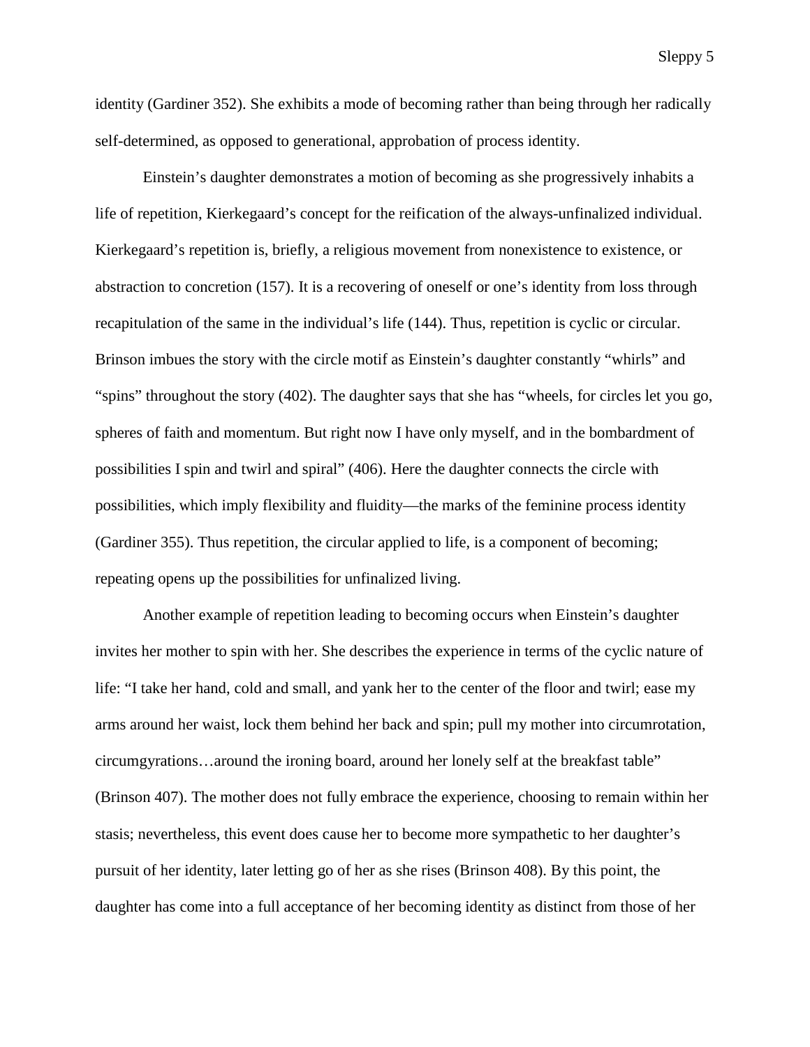identity (Gardiner 352). She exhibits a mode of becoming rather than being through her radically self-determined, as opposed to generational, approbation of process identity.

Einstein's daughter demonstrates a motion of becoming as she progressively inhabits a life of repetition, Kierkegaard's concept for the reification of the always-unfinalized individual. Kierkegaard's repetition is, briefly, a religious movement from nonexistence to existence, or abstraction to concretion (157). It is a recovering of oneself or one's identity from loss through recapitulation of the same in the individual's life (144). Thus, repetition is cyclic or circular. Brinson imbues the story with the circle motif as Einstein's daughter constantly "whirls" and "spins" throughout the story (402). The daughter says that she has "wheels, for circles let you go, spheres of faith and momentum. But right now I have only myself, and in the bombardment of possibilities I spin and twirl and spiral" (406). Here the daughter connects the circle with possibilities, which imply flexibility and fluidity—the marks of the feminine process identity (Gardiner 355). Thus repetition, the circular applied to life, is a component of becoming; repeating opens up the possibilities for unfinalized living.

Another example of repetition leading to becoming occurs when Einstein's daughter invites her mother to spin with her. She describes the experience in terms of the cyclic nature of life: "I take her hand, cold and small, and yank her to the center of the floor and twirl; ease my arms around her waist, lock them behind her back and spin; pull my mother into circumrotation, circumgyrations…around the ironing board, around her lonely self at the breakfast table" (Brinson 407). The mother does not fully embrace the experience, choosing to remain within her stasis; nevertheless, this event does cause her to become more sympathetic to her daughter's pursuit of her identity, later letting go of her as she rises (Brinson 408). By this point, the daughter has come into a full acceptance of her becoming identity as distinct from those of her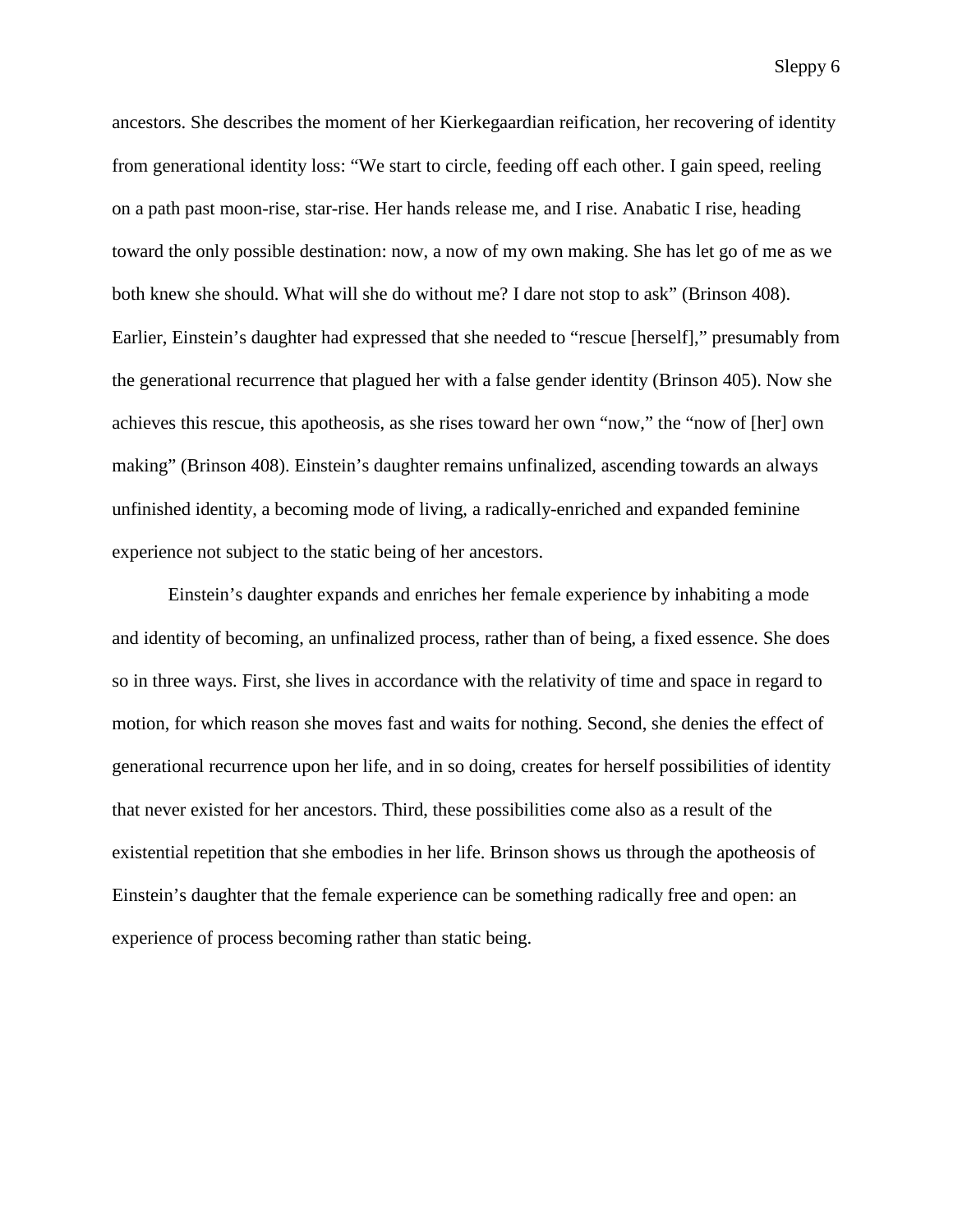ancestors. She describes the moment of her Kierkegaardian reification, her recovering of identity from generational identity loss: "We start to circle, feeding off each other. I gain speed, reeling on a path past moon-rise, star-rise. Her hands release me, and I rise. Anabatic I rise, heading toward the only possible destination: now, a now of my own making. She has let go of me as we both knew she should. What will she do without me? I dare not stop to ask" (Brinson 408). Earlier, Einstein's daughter had expressed that she needed to "rescue [herself]," presumably from the generational recurrence that plagued her with a false gender identity (Brinson 405). Now she achieves this rescue, this apotheosis, as she rises toward her own "now," the "now of [her] own making" (Brinson 408). Einstein's daughter remains unfinalized, ascending towards an always unfinished identity, a becoming mode of living, a radically-enriched and expanded feminine experience not subject to the static being of her ancestors.

Einstein's daughter expands and enriches her female experience by inhabiting a mode and identity of becoming, an unfinalized process, rather than of being, a fixed essence. She does so in three ways. First, she lives in accordance with the relativity of time and space in regard to motion, for which reason she moves fast and waits for nothing. Second, she denies the effect of generational recurrence upon her life, and in so doing, creates for herself possibilities of identity that never existed for her ancestors. Third, these possibilities come also as a result of the existential repetition that she embodies in her life. Brinson shows us through the apotheosis of Einstein's daughter that the female experience can be something radically free and open: an experience of process becoming rather than static being.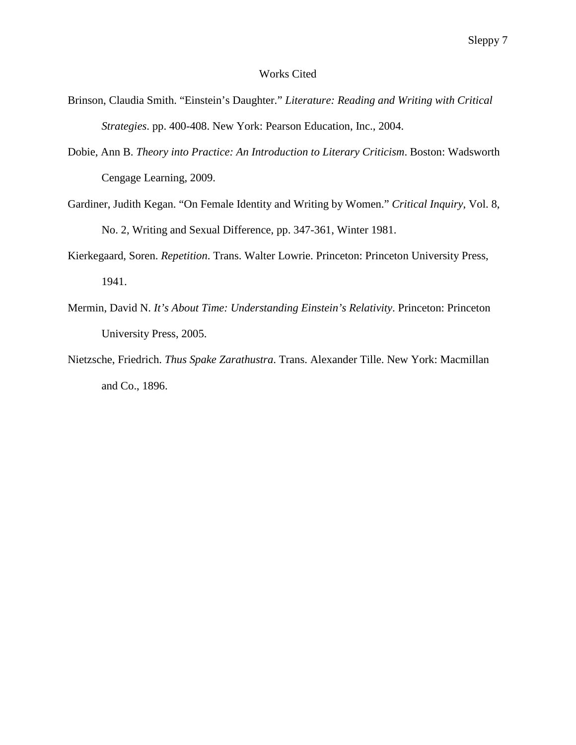# Works Cited

Brinson, Claudia Smith. "Einstein's Daughter." *Literature: Reading and Writing with Critical Strategies*. pp. 400-408. New York: Pearson Education, Inc., 2004.

Dobie, Ann B. *Theory into Practice: An Introduction to Literary Criticism*. Boston: Wadsworth Cengage Learning, 2009.

Gardiner, Judith Kegan. "On Female Identity and Writing by Women." *Critical Inquiry*, Vol. 8, No. 2, Writing and Sexual Difference, pp. 347-361, Winter 1981.

Kierkegaard, Soren. *Repetition*. Trans. Walter Lowrie. Princeton: Princeton University Press, 1941.

Mermin, David N. *It's About Time: Understanding Einstein's Relativity*. Princeton: Princeton University Press, 2005.

Nietzsche, Friedrich. *Thus Spake Zarathustra*. Trans. Alexander Tille. New York: Macmillan and Co., 1896.